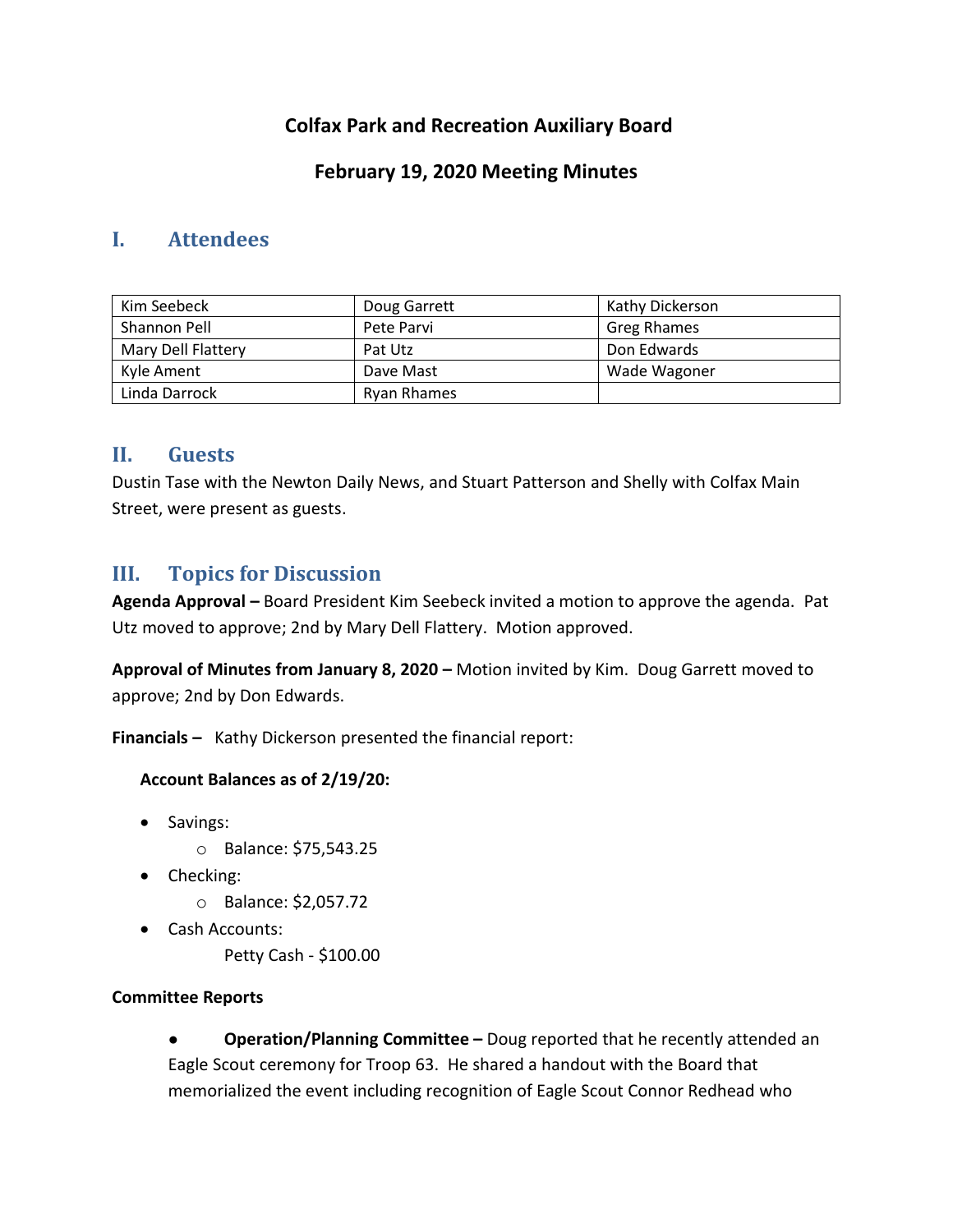# Colfax Park and Recreation Auxiliary Board

## February 19, 2020 Meeting Minutes

## I. Attendees

| | | |
|---|---|---|
| Kim Seebeck | Doug Garrett | Kathy Dickerson |
| Shannon Pell | Pete Parvi | Greg Rhames |
| Mary Dell Flattery | Pat Utz | Don Edwards |
| Kyle Ament | Dave Mast | Wade Wagoner |
| Linda Darrock | Ryan Rhames | |

## II. Guests

Dustin Tase with the Newton Daily News, and Stuart Patterson and Shelly with Colfax Main Street, were present as guests.

## III. Topics for Discussion

**Agenda Approval –** Board President Kim Seebeck invited a motion to approve the agenda. Pat Utz moved to approve; 2nd by Mary Dell Flattery. Motion approved.

**Approval of Minutes from January 8, 2020 –** Motion invited by Kim. Doug Garrett moved to approve; 2nd by Don Edwards.

**Financials –** Kathy Dickerson presented the financial report:

**Account Balances as of 2/19/20:**

- Savings:
  - Balance: $75,543.25
- Checking:
  - Balance: $2,057.72
- Cash Accounts:
  
  Petty Cash - $100.00

**Committee Reports**

- **Operation/Planning Committee –** Doug reported that he recently attended an Eagle Scout ceremony for Troop 63. He shared a handout with the Board that memorialized the event including recognition of Eagle Scout Connor Redhead who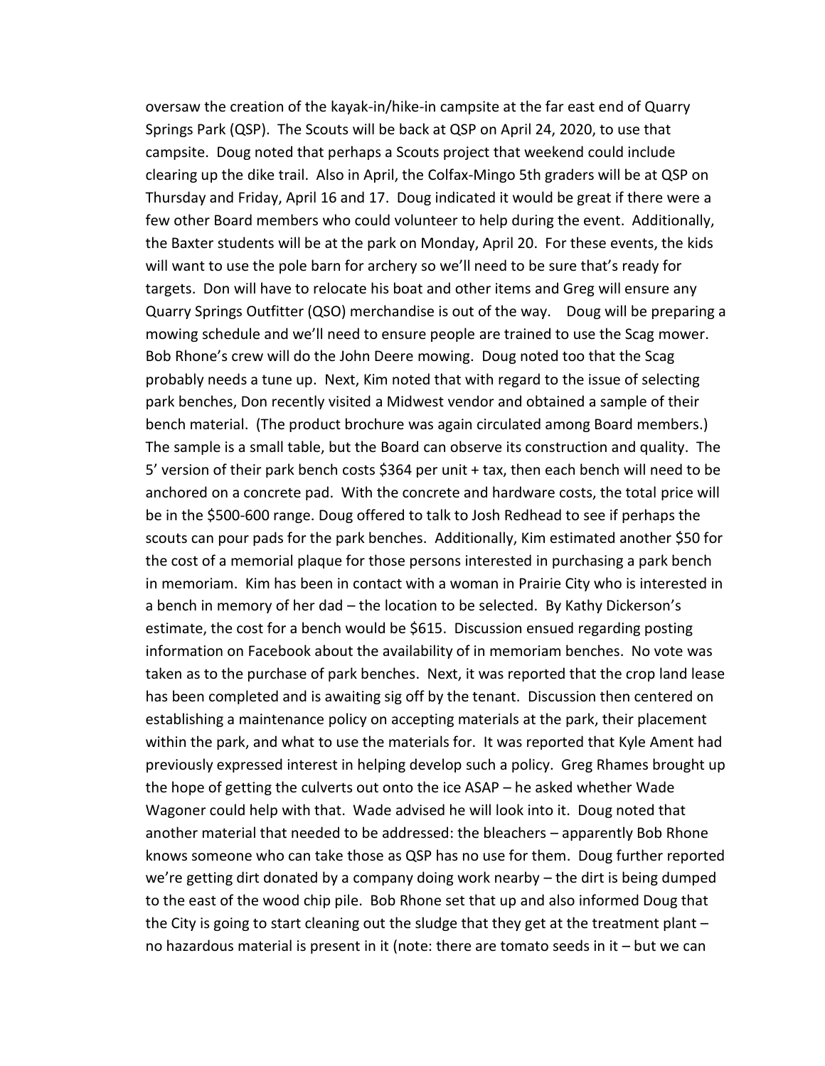oversaw the creation of the kayak-in/hike-in campsite at the far east end of Quarry Springs Park (QSP). The Scouts will be back at QSP on April 24, 2020, to use that campsite. Doug noted that perhaps a Scouts project that weekend could include clearing up the dike trail. Also in April, the Colfax-Mingo 5th graders will be at QSP on Thursday and Friday, April 16 and 17. Doug indicated it would be great if there were a few other Board members who could volunteer to help during the event. Additionally, the Baxter students will be at the park on Monday, April 20. For these events, the kids will want to use the pole barn for archery so we'll need to be sure that's ready for targets. Don will have to relocate his boat and other items and Greg will ensure any Quarry Springs Outfitter (QSO) merchandise is out of the way. Doug will be preparing a mowing schedule and we'll need to ensure people are trained to use the Scag mower. Bob Rhone's crew will do the John Deere mowing. Doug noted too that the Scag probably needs a tune up. Next, Kim noted that with regard to the issue of selecting park benches, Don recently visited a Midwest vendor and obtained a sample of their bench material. (The product brochure was again circulated among Board members.) The sample is a small table, but the Board can observe its construction and quality. The 5' version of their park bench costs $364 per unit + tax, then each bench will need to be anchored on a concrete pad. With the concrete and hardware costs, the total price will be in the $500-600 range. Doug offered to talk to Josh Redhead to see if perhaps the scouts can pour pads for the park benches. Additionally, Kim estimated another $50 for the cost of a memorial plaque for those persons interested in purchasing a park bench in memoriam. Kim has been in contact with a woman in Prairie City who is interested in a bench in memory of her dad – the location to be selected. By Kathy Dickerson's estimate, the cost for a bench would be $615. Discussion ensued regarding posting information on Facebook about the availability of in memoriam benches. No vote was taken as to the purchase of park benches. Next, it was reported that the crop land lease has been completed and is awaiting sig off by the tenant. Discussion then centered on establishing a maintenance policy on accepting materials at the park, their placement within the park, and what to use the materials for. It was reported that Kyle Ament had previously expressed interest in helping develop such a policy. Greg Rhames brought up the hope of getting the culverts out onto the ice ASAP – he asked whether Wade Wagoner could help with that. Wade advised he will look into it. Doug noted that another material that needed to be addressed: the bleachers – apparently Bob Rhone knows someone who can take those as QSP has no use for them. Doug further reported we're getting dirt donated by a company doing work nearby – the dirt is being dumped to the east of the wood chip pile. Bob Rhone set that up and also informed Doug that the City is going to start cleaning out the sludge that they get at the treatment plant – no hazardous material is present in it (note: there are tomato seeds in it – but we can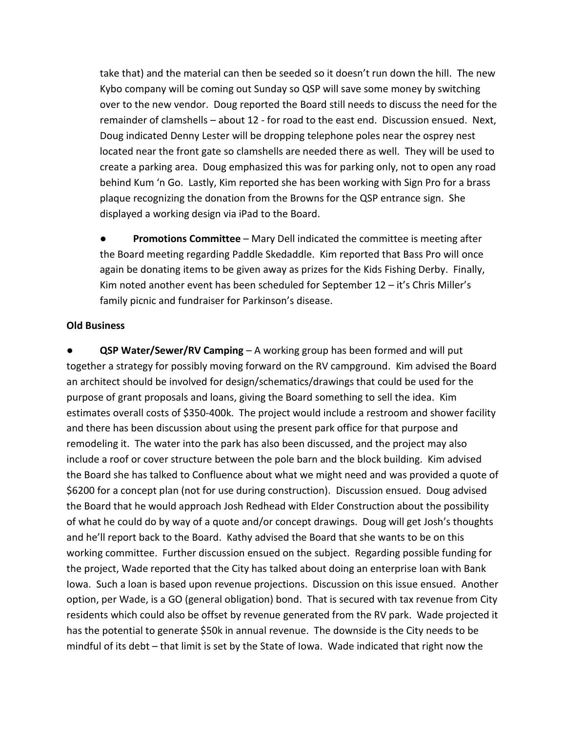take that) and the material can then be seeded so it doesn't run down the hill. The new Kybo company will be coming out Sunday so QSP will save some money by switching over to the new vendor. Doug reported the Board still needs to discuss the need for the remainder of clamshells – about 12 - for road to the east end. Discussion ensued. Next, Doug indicated Denny Lester will be dropping telephone poles near the osprey nest located near the front gate so clamshells are needed there as well. They will be used to create a parking area. Doug emphasized this was for parking only, not to open any road behind Kum 'n Go. Lastly, Kim reported she has been working with Sign Pro for a brass plaque recognizing the donation from the Browns for the QSP entrance sign. She displayed a working design via iPad to the Board.

- **Promotions Committee** – Mary Dell indicated the committee is meeting after the Board meeting regarding Paddle Skedaddle. Kim reported that Bass Pro will once again be donating items to be given away as prizes for the Kids Fishing Derby. Finally, Kim noted another event has been scheduled for September 12 – it's Chris Miller's family picnic and fundraiser for Parkinson's disease.

**Old Business**

- **QSP Water/Sewer/RV Camping** – A working group has been formed and will put together a strategy for possibly moving forward on the RV campground. Kim advised the Board an architect should be involved for design/schematics/drawings that could be used for the purpose of grant proposals and loans, giving the Board something to sell the idea. Kim estimates overall costs of $350-400k. The project would include a restroom and shower facility and there has been discussion about using the present park office for that purpose and remodeling it. The water into the park has also been discussed, and the project may also include a roof or cover structure between the pole barn and the block building. Kim advised the Board she has talked to Confluence about what we might need and was provided a quote of $6200 for a concept plan (not for use during construction). Discussion ensued. Doug advised the Board that he would approach Josh Redhead with Elder Construction about the possibility of what he could do by way of a quote and/or concept drawings. Doug will get Josh's thoughts and he'll report back to the Board. Kathy advised the Board that she wants to be on this working committee. Further discussion ensued on the subject. Regarding possible funding for the project, Wade reported that the City has talked about doing an enterprise loan with Bank Iowa. Such a loan is based upon revenue projections. Discussion on this issue ensued. Another option, per Wade, is a GO (general obligation) bond. That is secured with tax revenue from City residents which could also be offset by revenue generated from the RV park. Wade projected it has the potential to generate $50k in annual revenue. The downside is the City needs to be mindful of its debt – that limit is set by the State of Iowa. Wade indicated that right now the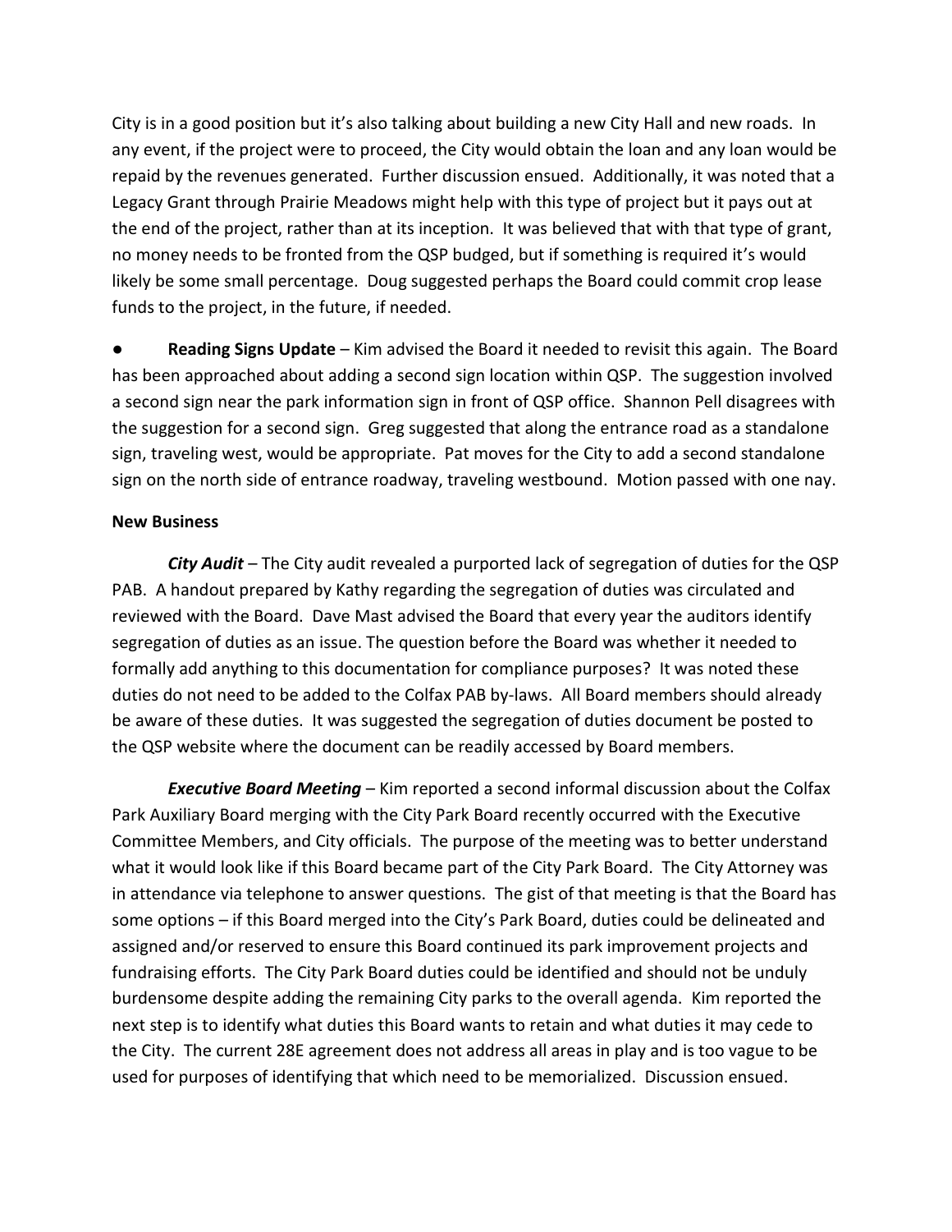City is in a good position but it's also talking about building a new City Hall and new roads. In any event, if the project were to proceed, the City would obtain the loan and any loan would be repaid by the revenues generated. Further discussion ensued. Additionally, it was noted that a Legacy Grant through Prairie Meadows might help with this type of project but it pays out at the end of the project, rather than at its inception. It was believed that with that type of grant, no money needs to be fronted from the QSP budged, but if something is required it's would likely be some small percentage. Doug suggested perhaps the Board could commit crop lease funds to the project, in the future, if needed.

- **Reading Signs Update** – Kim advised the Board it needed to revisit this again. The Board has been approached about adding a second sign location within QSP. The suggestion involved a second sign near the park information sign in front of QSP office. Shannon Pell disagrees with the suggestion for a second sign. Greg suggested that along the entrance road as a standalone sign, traveling west, would be appropriate. Pat moves for the City to add a second standalone sign on the north side of entrance roadway, traveling westbound. Motion passed with one nay.

**New Business**

***City Audit*** – The City audit revealed a purported lack of segregation of duties for the QSP PAB. A handout prepared by Kathy regarding the segregation of duties was circulated and reviewed with the Board. Dave Mast advised the Board that every year the auditors identify segregation of duties as an issue. The question before the Board was whether it needed to formally add anything to this documentation for compliance purposes? It was noted these duties do not need to be added to the Colfax PAB by-laws. All Board members should already be aware of these duties. It was suggested the segregation of duties document be posted to the QSP website where the document can be readily accessed by Board members.

***Executive Board Meeting*** – Kim reported a second informal discussion about the Colfax Park Auxiliary Board merging with the City Park Board recently occurred with the Executive Committee Members, and City officials. The purpose of the meeting was to better understand what it would look like if this Board became part of the City Park Board. The City Attorney was in attendance via telephone to answer questions. The gist of that meeting is that the Board has some options – if this Board merged into the City's Park Board, duties could be delineated and assigned and/or reserved to ensure this Board continued its park improvement projects and fundraising efforts. The City Park Board duties could be identified and should not be unduly burdensome despite adding the remaining City parks to the overall agenda. Kim reported the next step is to identify what duties this Board wants to retain and what duties it may cede to the City. The current 28E agreement does not address all areas in play and is too vague to be used for purposes of identifying that which need to be memorialized. Discussion ensued.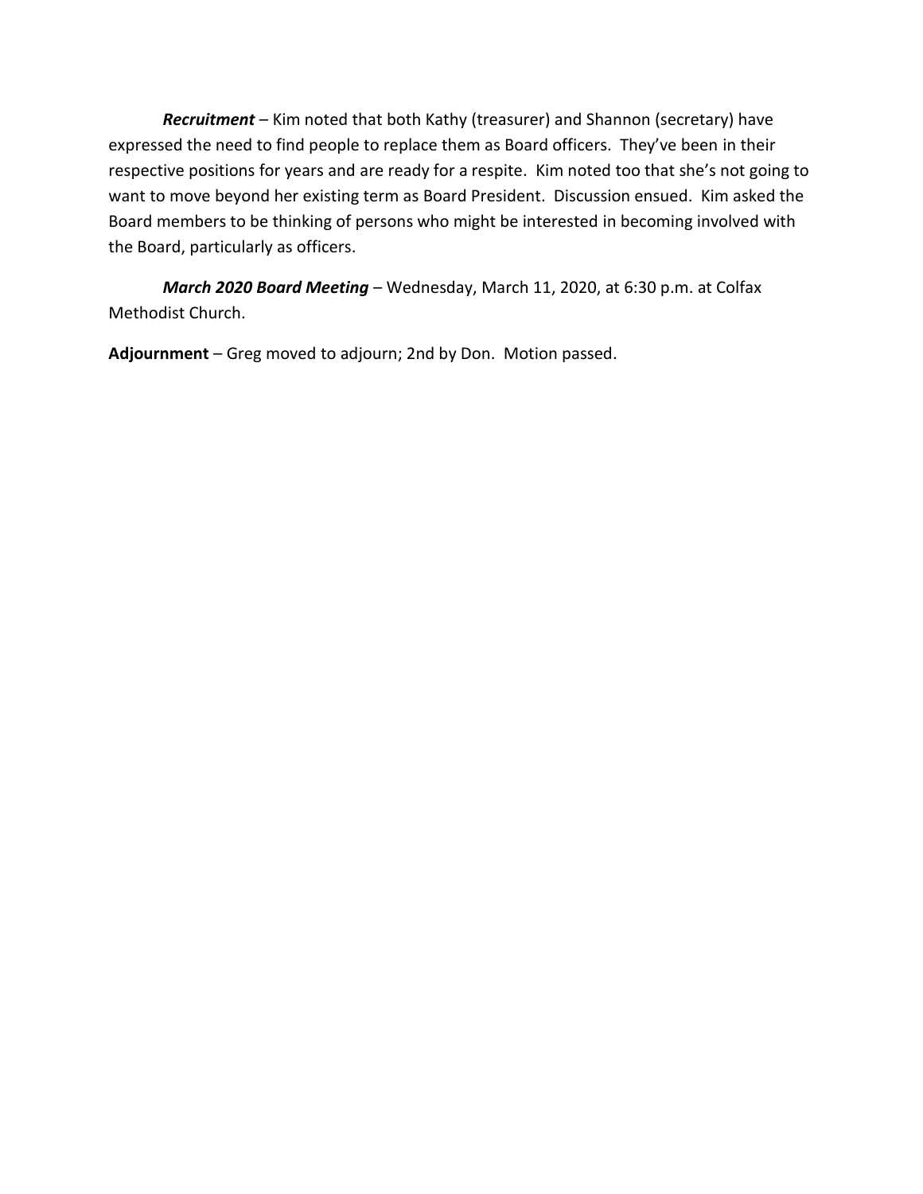***Recruitment*** – Kim noted that both Kathy (treasurer) and Shannon (secretary) have expressed the need to find people to replace them as Board officers. They've been in their respective positions for years and are ready for a respite. Kim noted too that she's not going to want to move beyond her existing term as Board President. Discussion ensued. Kim asked the Board members to be thinking of persons who might be interested in becoming involved with the Board, particularly as officers.

***March 2020 Board Meeting*** – Wednesday, March 11, 2020, at 6:30 p.m. at Colfax Methodist Church.

**Adjournment** – Greg moved to adjourn; 2nd by Don. Motion passed.